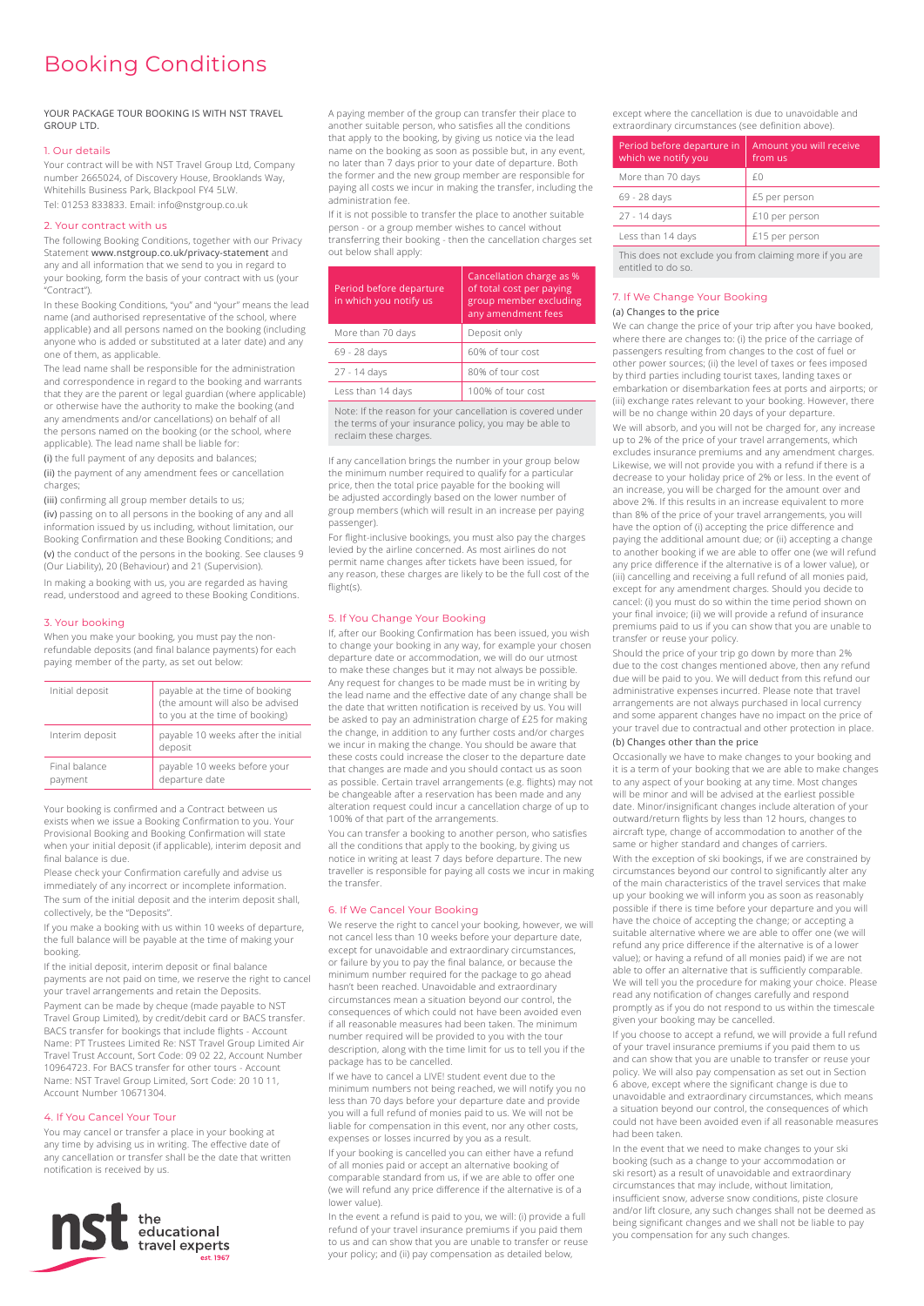# Booking Conditions

YOUR PACKAGE TOUR BOOKING IS WITH NST TRAVEL GROUP LTD.

## 1. Our details

Your contract will be with NST Travel Group Ltd, Company number 2665024, of Discovery House, Brooklands Way, Whitehills Business Park, Blackpool FY4 5LW.
Tel: 01253 833833. Email: info@nstgroup.co.uk

## 2. Your contract with us

The following Booking Conditions, together with our Privacy Statement www.nstgroup.co.uk/privacy-statement and any and all information that we send to you in regard to your booking, form the basis of your contract with us (your "Contract").

In these Booking Conditions, "you" and "your" means the lead name (and authorised representative of the school, where applicable) and all persons named on the booking (including anyone who is added or substituted at a later date) and any one of them, as applicable.

The lead name shall be responsible for the administration and correspondence in regard to the booking and warrants that they are the parent or legal guardian (where applicable) or otherwise have the authority to make the booking (and any amendments and/or cancellations) on behalf of all the persons named on the booking (or the school, where applicable). The lead name shall be liable for:

(i) the full payment of any deposits and balances;

(ii) the payment of any amendment fees or cancellation charges;

(iii) confirming all group member details to us;

(iv) passing on to all persons in the booking of any and all information issued by us including, without limitation, our Booking Confirmation and these Booking Conditions; and

(v) the conduct of the persons in the booking. See clauses 9 (Our Liability), 20 (Behaviour) and 21 (Supervision).

In making a booking with us, you are regarded as having read, understood and agreed to these Booking Conditions.

## 3. Your booking

When you make your booking, you must pay the non-refundable deposits (and final balance payments) for each paying member of the party, as set out below:

| | |
|---|---|
| Initial deposit | payable at the time of booking (the amount will also be advised to you at the time of booking) |
| Interim deposit | payable 10 weeks after the initial deposit |
| Final balance payment | payable 10 weeks before your departure date |

Your booking is confirmed and a Contract between us exists when we issue a Booking Confirmation to you. Your Provisional Booking and Booking Confirmation will state when your initial deposit (if applicable), interim deposit and final balance is due.

Please check your Confirmation carefully and advise us immediately of any incorrect or incomplete information.

The sum of the initial deposit and the interim deposit shall, collectively, be the "Deposits".

If you make a booking with us within 10 weeks of departure, the full balance will be payable at the time of making your booking.

If the initial deposit, interim deposit or final balance payments are not paid on time, we reserve the right to cancel your travel arrangements and retain the Deposits.

Payment can be made by cheque (made payable to NST Travel Group Limited), by credit/debit card or BACS transfer. BACS transfer for bookings that include flights - Account Name: PT Trustees Limited Re: NST Travel Group Limited Air Travel Trust Account, Sort Code: 09 02 22, Account Number 10964723. For BACS transfer for other tours - Account Name: NST Travel Group Limited, Sort Code: 20 10 11, Account Number 10671304.

## 4. If You Cancel Your Tour

You may cancel or transfer a place in your booking at any time by advising us in writing. The effective date of any cancellation or transfer shall be the date that written notification is received by us.

A paying member of the group can transfer their place to another suitable person, who satisfies all the conditions that apply to the booking, by giving us notice via the lead name on the booking as soon as possible but, in any event, no later than 7 days prior to your date of departure. Both the former and the new group member are responsible for paying all costs we incur in making the transfer, including the administration fee.

If it is not possible to transfer the place to another suitable person - or a group member wishes to cancel without transferring their booking - then the cancellation charges set out below shall apply:

| Period before departure in which you notify us | Cancellation charge as % of total cost per paying group member excluding any amendment fees |
|---|---|
| More than 70 days | Deposit only |
| 69 - 28 days | 60% of tour cost |
| 27 - 14 days | 80% of tour cost |
| Less than 14 days | 100% of tour cost |

Note: If the reason for your cancellation is covered under the terms of your insurance policy, you may be able to reclaim these charges.

If any cancellation brings the number in your group below the minimum number required to qualify for a particular price, then the total price payable for the booking will be adjusted accordingly based on the lower number of group members (which will result in an increase per paying passenger).

For flight-inclusive bookings, you must also pay the charges levied by the airline concerned. As most airlines do not permit name changes after tickets have been issued, for any reason, these charges are likely to be the full cost of the flight(s).

## 5. If You Change Your Booking

If, after our Booking Confirmation has been issued, you wish to change your booking in any way, for example your chosen departure date or accommodation, we will do our utmost to make these changes but it may not always be possible. Any request for changes to be made must be in writing by the lead name and the effective date of any change shall be the date that written notification is received by us. You will be asked to pay an administration charge of £25 for making the change, in addition to any further costs and/or charges we incur in making the change. You should be aware that these costs could increase the closer to the departure date that changes are made and you should contact us as soon as possible. Certain travel arrangements (e.g. flights) may not be changeable after a reservation has been made and any alteration request could incur a cancellation charge of up to 100% of that part of the arrangements.

You can transfer a booking to another person, who satisfies all the conditions that apply to the booking, by giving us notice in writing at least 7 days before departure. The new traveller is responsible for paying all costs we incur in making the transfer.

## 6. If We Cancel Your Booking

We reserve the right to cancel your booking, however, we will not cancel less than 10 weeks before your departure date, except for unavoidable and extraordinary circumstances, or failure by you to pay the final balance, or because the minimum number required for the package to go ahead hasn't been reached. Unavoidable and extraordinary circumstances mean a situation beyond our control, the consequences of which could not have been avoided even if all reasonable measures had been taken. The minimum number required will be provided to you with the tour description, along with the time limit for us to tell you if the package has to be cancelled.

If we have to cancel a LIVE! student event due to the minimum numbers not being reached, we will notify you no less than 70 days before your departure date and provide you will a full refund of monies paid to us. We will not be liable for compensation in this event, nor any other costs, expenses or losses incurred by you as a result.

If your booking is cancelled you can either have a refund of all monies paid or accept an alternative booking of comparable standard from us, if we are able to offer one (we will refund any price difference if the alternative is of a lower value).

In the event that a refund is paid to you, we will: (i) provide a full refund of your travel insurance premiums if you paid them to us and can show that you are unable to transfer or reuse your policy; and (ii) pay compensation as detailed below, except where the cancellation is due to unavoidable and extraordinary circumstances (see definition above).

| Period before departure in which we notify you | Amount you will receive from us |
|---|---|
| More than 70 days | £0 |
| 69 - 28 days | £5 per person |
| 27 - 14 days | £10 per person |
| Less than 14 days | £15 per person |

This does not exclude you from claiming more if you are entitled to do so.

## 7. If We Change Your Booking

### (a) Changes to the price

We can change the price of your trip after you have booked, where there are changes to: (i) the price of the carriage of passengers resulting from changes to the cost of fuel or other power sources; (ii) the level of taxes or fees imposed by third parties including tourist taxes, landing taxes or embarkation or disembarkation fees at ports and airports; or (iii) exchange rates relevant to your booking. However, there will be no change within 20 days of your departure.

We will absorb, and you will not be charged for, any increase up to 2% of the price of your travel arrangements, which excludes insurance premiums and any amendment charges. Likewise, we will not provide you with a refund if there is a decrease to your holiday price of 2% or less. In the event of an increase, you will be charged for the amount over and above 2%. If this results in an increase equivalent to more than 8% of the price of your travel arrangements, you will have the option of (i) accepting the price difference and paying the additional amount due; or (ii) accepting a change to another booking if we are able to offer one (we will refund any price difference if the alternative is of a lower value), or (iii) cancelling and receiving a full refund of all monies paid, except for any amendment charges. Should you decide to cancel: (i) you must do so within the time period shown on your final invoice; (ii) we will provide a refund of insurance premiums paid to us if you can show that you are unable to transfer or reuse your policy.

Should the price of your trip go down by more than 2% due to the cost changes mentioned above, then any refund due will be paid to you. We will deduct from this refund our administrative expenses incurred. Please note that travel arrangements are not always purchased in local currency and some apparent changes have no impact on the price of your travel due to contractual and other protection in place.

### (b) Changes other than the price

Occasionally we have to make changes to your booking and it is a term of your booking that we are able to make changes to any aspect of your booking at any time. Most changes will be minor and will be advised at the earliest possible date. Minor/insignificant changes include alteration of your outward/return flights by less than 12 hours, changes to aircraft type, change of accommodation to another of the same or higher standard and changes of carriers.

With the exception of ski bookings, if we are constrained by circumstances beyond our control to significantly alter any of the main characteristics of the travel services that make up your booking we will inform you as soon as reasonably possible if there is time before your departure and you will have the choice of accepting the change; or accepting a suitable alternative where we are able to offer one (we will refund any price difference if the alternative is of a lower value); or having a refund of all monies paid) if we are not able to offer an alternative that is sufficiently comparable. We will tell you the procedure for making your choice. Please read any notification of changes carefully and respond promptly as if you do not respond to us within the timescale given your booking may be cancelled.

If you choose to accept a refund, we will provide a full refund of your travel insurance premiums if you paid them to us and can show that you are unable to transfer or reuse your policy. We will also pay compensation as set out in Section 6 above, except where the significant change is due to unavoidable and extraordinary circumstances, which means a situation beyond our control, the consequences of which could not have been avoided even if all reasonable measures had been taken.

In the event that we need to make changes to your ski booking (such as a change to your accommodation or ski resort) as a result of unavoidable and extraordinary circumstances that may include, without limitation, insufficient snow, adverse snow conditions, piste closure and/or lift closure, any such changes shall not be deemed as being significant changes and we shall not be liable to pay you compensation for any such changes.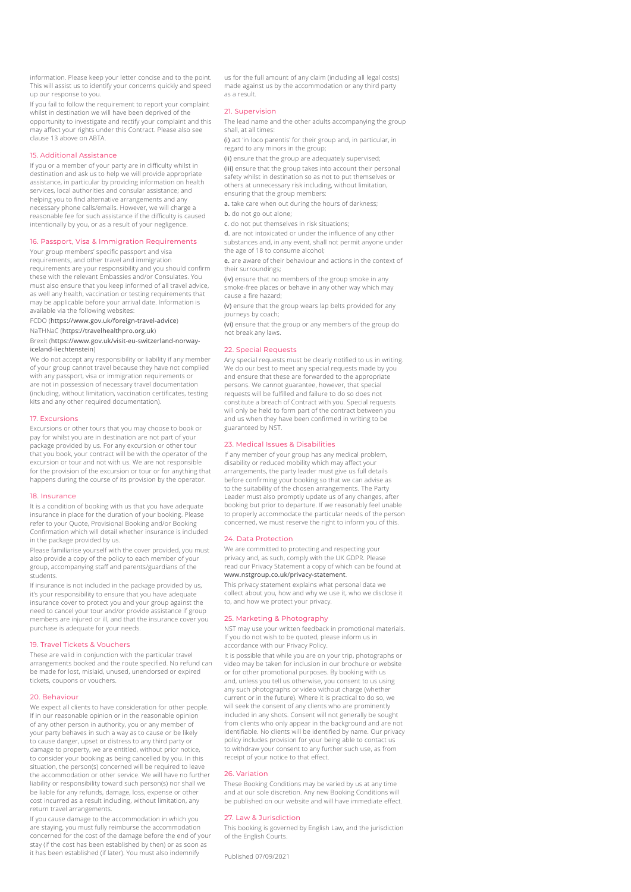information. Please keep your letter concise and to the point. This will assist us to identify your concerns quickly and speed up our response to you.

If you fail to follow the requirement to report your complaint whilst in destination we will have been deprived of the opportunity to investigate and rectify your complaint and this may affect your rights under this Contract. Please also see clause 13 above on ABTA.

## 15. Additional Assistance

If you or a member of your party are in difficulty whilst in destination and ask us to help we will provide appropriate assistance, in particular by providing information on health services, local authorities and consular assistance; and helping you to find alternative arrangements and any necessary phone calls/emails. However, we will charge a reasonable fee for such assistance if the difficulty is caused intentionally by you, or as a result of your negligence.

## 16. Passport, Visa & Immigration Requirements

Your group members' specific passport and visa requirements, and other travel and immigration requirements are your responsibility and you should confirm these with the relevant Embassies and/or Consulates. You must also ensure that you keep informed of all travel advice, as well any health, vaccination or testing requirements that may be applicable before your arrival date. Information is available via the following websites:

FCDO (https://www.gov.uk/foreign-travel-advice)

NaTHNaC (https://travelhealthpro.org.uk)

Brexit (https://www.gov.uk/visit-eu-switzerland-norway-iceland-liechtenstein)

We do not accept any responsibility or liability if any member of your group cannot travel because they have not complied with any passport, visa or immigration requirements or are not in possession of necessary travel documentation (including, without limitation, vaccination certificates, testing kits and any other required documentation).

## 17. Excursions

Excursions or other tours that you may choose to book or pay for whilst you are in destination are not part of your package provided by us. For any excursion or other tour that you book, your contract will be with the operator of the excursion or tour and not with us. We are not responsible for the provision of the excursion or tour or for anything that happens during the course of its provision by the operator.

## 18. Insurance

It is a condition of booking with us that you have adequate insurance in place for the duration of your booking. Please refer to your Quote, Provisional Booking and/or Booking Confirmation which will detail whether insurance is included in the package provided by us.

Please familiarise yourself with the cover provided, you must also provide a copy of the policy to each member of your group, accompanying staff and parents/guardians of the students.

If insurance is not included in the package provided by us, it's your responsibility to ensure that you have adequate insurance cover to protect you and your group against the need to cancel your tour and/or provide assistance if group members are injured or ill, and that the insurance cover you purchase is adequate for your needs.

## 19. Travel Tickets & Vouchers

These are valid in conjunction with the particular travel arrangements booked and the route specified. No refund can be made for lost, mislaid, unused, unendorsed or expired tickets, coupons or vouchers.

## 20. Behaviour

We expect all clients to have consideration for other people. If in our reasonable opinion or in the reasonable opinion of any other person in authority, you or any member of your party behaves in such a way as to cause or be likely to cause danger, upset or distress to any third party or damage to property, we are entitled, without prior notice, to consider your booking as being cancelled by you. In this situation, the person(s) concerned will be required to leave the accommodation or other service. We will have no further liability or responsibility toward such person(s) nor shall we be liable for any refunds, damage, loss, expense or other cost incurred as a result including, without limitation, any return travel arrangements.

If you cause damage to the accommodation in which you are staying, you must fully reimburse the accommodation concerned for the cost of the damage before the end of your stay (if the cost has been established by then) or as soon as it has been established (if later). You must also indemnify us for the full amount of any claim (including all legal costs) made against us by the accommodation or any third party as a result.

## 21. Supervision

The lead name and the other adults accompanying the group shall, at all times:

(i) act 'in loco parentis' for their group and, in particular, in regard to any minors in the group;

(ii) ensure that the group are adequately supervised;

(iii) ensure that the group takes into account their personal safety whilst in destination so as not to put themselves or others at unnecessary risk including, without limitation, ensuring that the group members:

a. take care when out during the hours of darkness;

b. do not go out alone;

c. do not put themselves in risk situations;

d. are not intoxicated or under the influence of any other substances and, in any event, shall not permit anyone under the age of 18 to consume alcohol;

e. are aware of their behaviour and actions in the context of their surroundings;

(iv) ensure that no members of the group smoke in any smoke-free places or behave in any other way which may cause a fire hazard;

(v) ensure that the group wears lap belts provided for any journeys by coach;

(vi) ensure that the group or any members of the group do not break any laws.

## 22. Special Requests

Any special requests must be clearly notified to us in writing. We do our best to meet any special requests made by you and ensure that these are forwarded to the appropriate persons. We cannot guarantee, however, that special requests will be fulfilled and failure to do so does not constitute a breach of Contract with you. Special requests will only be held to form part of the contract between you and us when they have been confirmed in writing to be guaranteed by NST.

## 23. Medical Issues & Disabilities

If any member of your group has any medical problem, disability or reduced mobility which may affect your arrangements, the party leader must give us full details before confirming your booking so that we can advise as to the suitability of the chosen arrangements. The Party Leader must also promptly update us of any changes, after booking but prior to departure. If we reasonably feel unable to properly accommodate the particular needs of the person concerned, we must reserve the right to inform you of this.

## 24. Data Protection

We are committed to protecting and respecting your privacy and, as such, comply with the UK GDPR. Please read our Privacy Statement a copy of which can be found at www.nstgroup.co.uk/privacy-statement.

This privacy statement explains what personal data we collect about you, how and why we use it, who we disclose it to, and how we protect your privacy.

## 25. Marketing & Photography

NST may use your written feedback in promotional materials. If you do not wish to be quoted, please inform us in accordance with our Privacy Policy.

It is possible that while you are on your trip, photographs or video may be taken for inclusion in our brochure or website or for other promotional purposes. By booking with us and, unless you tell us otherwise, you consent to us using any such photographs or video without charge (whether current or in the future). Where it is practical to do so, we will seek the consent of any clients who are prominently included in any shots. Consent will not generally be sought from clients who only appear in the background and are not identifiable. No clients will be identified by name. Our privacy policy includes provision for your being able to contact us to withdraw your consent to any further such use, as from receipt of your notice to that effect.

## 26. Variation

These Booking Conditions may be varied by us at any time and at our sole discretion. Any new Booking Conditions will be published on our website and will have immediate effect.

## 27. Law & Jurisdiction

This booking is governed by English Law, and the jurisdiction of the English Courts.

Published 07/09/2021